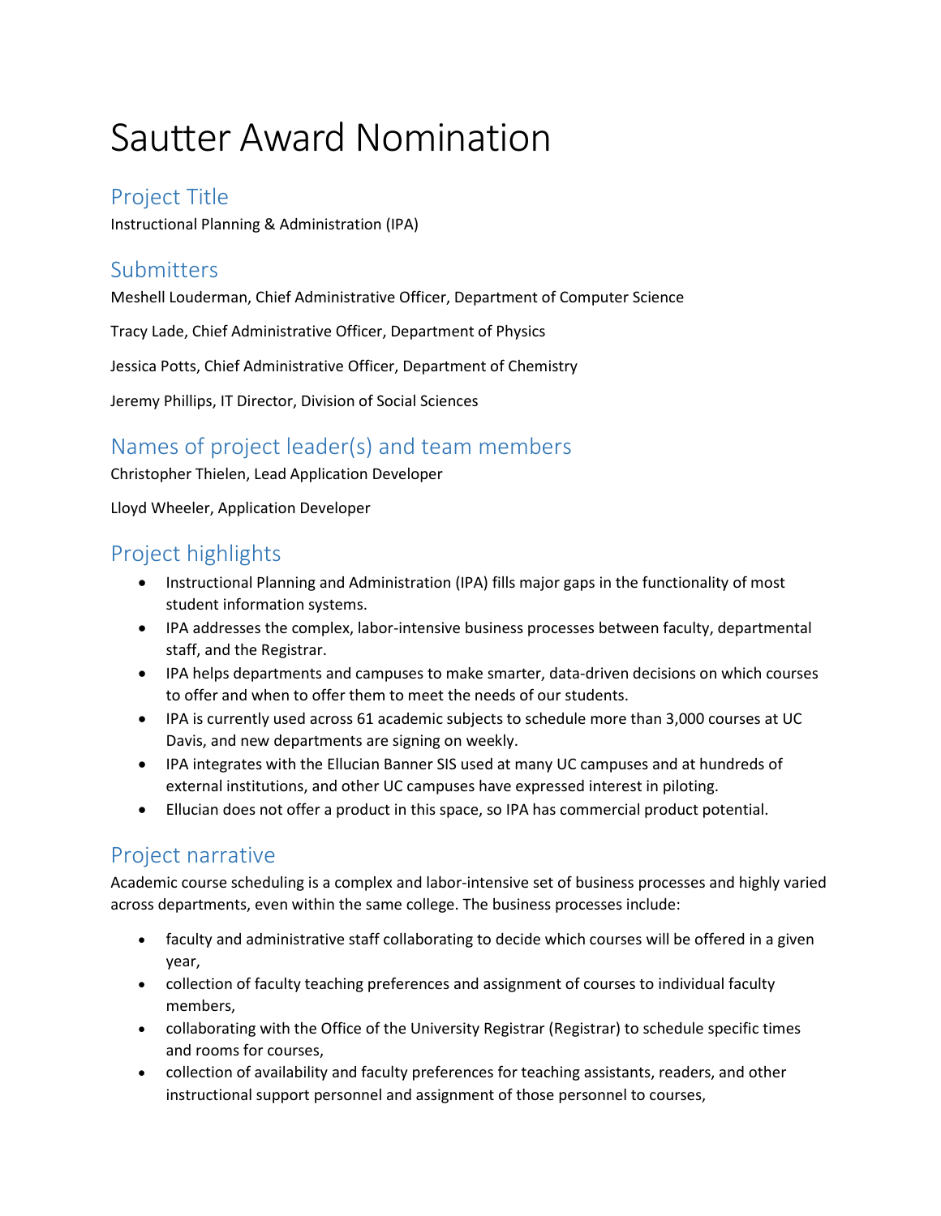# Sautter Award Nomination

## Project Title

Instructional Planning & Administration (IPA)

## Submitters

Meshell Louderman, Chief Administrative Officer, Department of Computer Science

Tracy Lade, Chief Administrative Officer, Department of Physics

Jessica Potts, Chief Administrative Officer, Department of Chemistry

Jeremy Phillips, IT Director, Division of Social Sciences

## Names of project leader(s) and team members

Christopher Thielen, Lead Application Developer

Lloyd Wheeler, Application Developer

## Project highlights

- Instructional Planning and Administration (IPA) fills major gaps in the functionality of most student information systems.
- IPA addresses the complex, labor-intensive business processes between faculty, departmental staff, and the Registrar.
- IPA helps departments and campuses to make smarter, data-driven decisions on which courses to offer and when to offer them to meet the needs of our students.
- IPA is currently used across 61 academic subjects to schedule more than 3,000 courses at UC Davis, and new departments are signing on weekly.
- IPA integrates with the Ellucian Banner SIS used at many UC campuses and at hundreds of external institutions, and other UC campuses have expressed interest in piloting.
- Ellucian does not offer a product in this space, so IPA has commercial product potential.

## Project narrative

Academic course scheduling is a complex and labor-intensive set of business processes and highly varied across departments, even within the same college. The business processes include:

- faculty and administrative staff collaborating to decide which courses will be offered in a given year,
- collection of faculty teaching preferences and assignment of courses to individual faculty members,
- collaborating with the Office of the University Registrar (Registrar) to schedule specific times and rooms for courses,
- collection of availability and faculty preferences for teaching assistants, readers, and other instructional support personnel and assignment of those personnel to courses,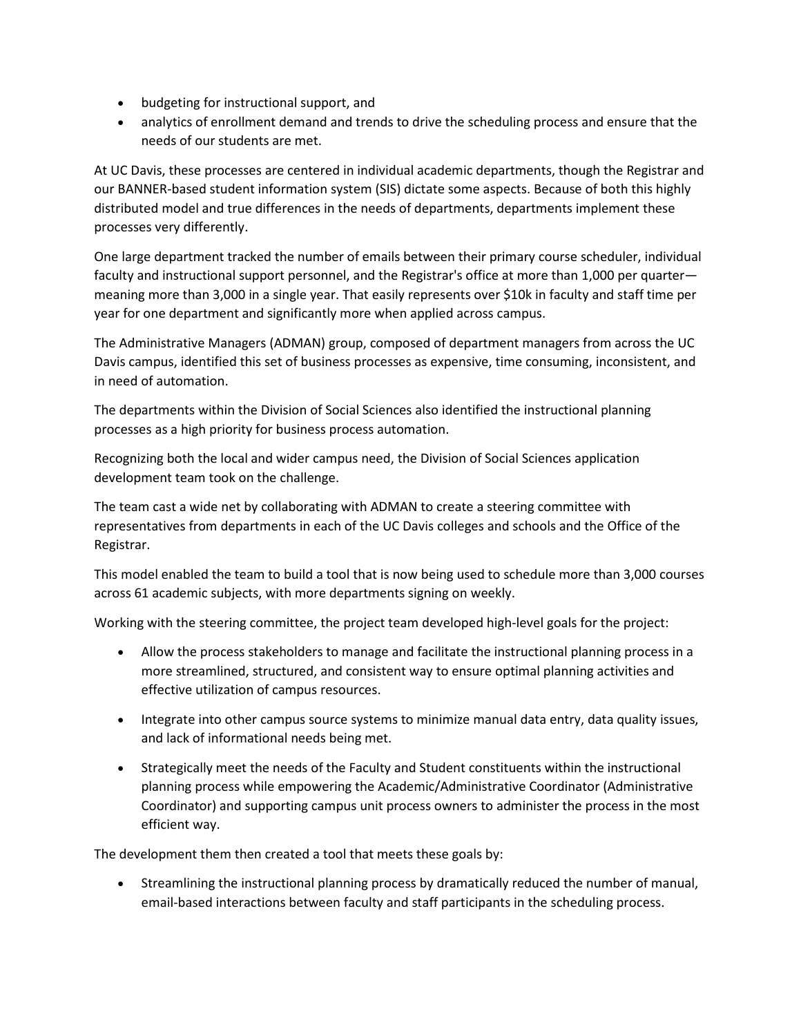- budgeting for instructional support, and
- analytics of enrollment demand and trends to drive the scheduling process and ensure that the needs of our students are met.

At UC Davis, these processes are centered in individual academic departments, though the Registrar and our BANNER-based student information system (SIS) dictate some aspects. Because of both this highly distributed model and true differences in the needs of departments, departments implement these processes very differently.

One large department tracked the number of emails between their primary course scheduler, individual faculty and instructional support personnel, and the Registrar's office at more than 1,000 per quarter—meaning more than 3,000 in a single year. That easily represents over $10k in faculty and staff time per year for one department and significantly more when applied across campus.

The Administrative Managers (ADMAN) group, composed of department managers from across the UC Davis campus, identified this set of business processes as expensive, time consuming, inconsistent, and in need of automation.

The departments within the Division of Social Sciences also identified the instructional planning processes as a high priority for business process automation.

Recognizing both the local and wider campus need, the Division of Social Sciences application development team took on the challenge.

The team cast a wide net by collaborating with ADMAN to create a steering committee with representatives from departments in each of the UC Davis colleges and schools and the Office of the Registrar.

This model enabled the team to build a tool that is now being used to schedule more than 3,000 courses across 61 academic subjects, with more departments signing on weekly.

Working with the steering committee, the project team developed high-level goals for the project:

- Allow the process stakeholders to manage and facilitate the instructional planning process in a more streamlined, structured, and consistent way to ensure optimal planning activities and effective utilization of campus resources.

- Integrate into other campus source systems to minimize manual data entry, data quality issues, and lack of informational needs being met.

- Strategically meet the needs of the Faculty and Student constituents within the instructional planning process while empowering the Academic/Administrative Coordinator (Administrative Coordinator) and supporting campus unit process owners to administer the process in the most efficient way.

The development them then created a tool that meets these goals by:

- Streamlining the instructional planning process by dramatically reduced the number of manual, email-based interactions between faculty and staff participants in the scheduling process.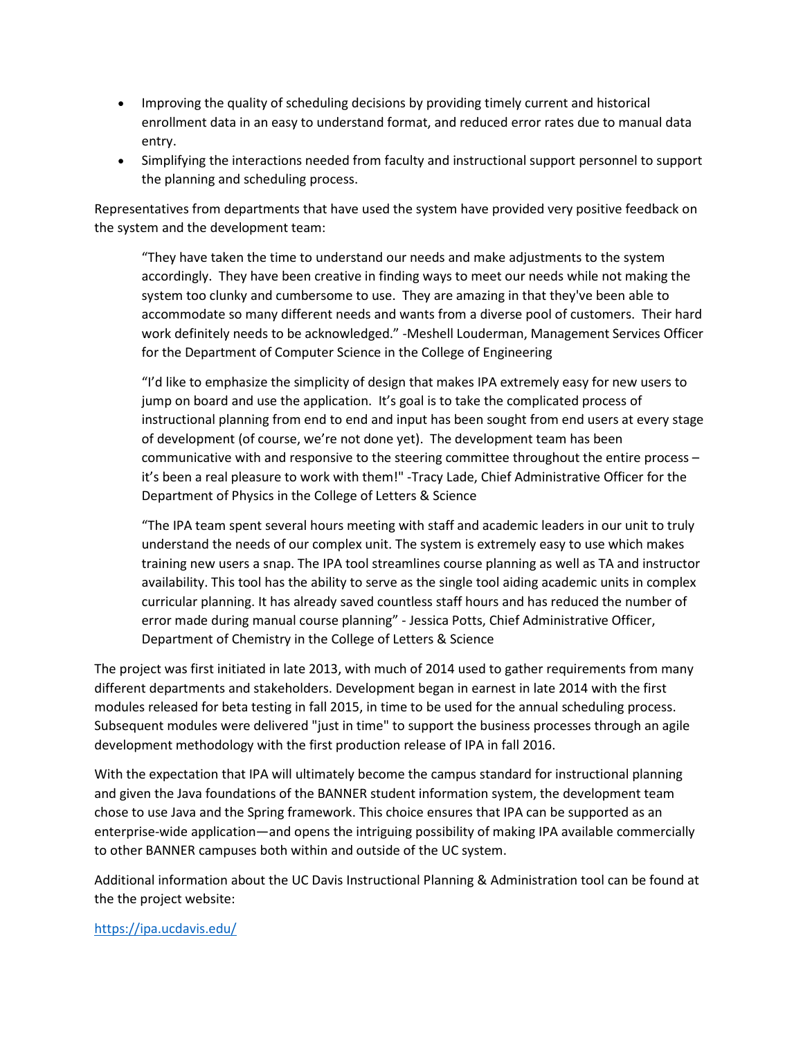- Improving the quality of scheduling decisions by providing timely current and historical enrollment data in an easy to understand format, and reduced error rates due to manual data entry.
- Simplifying the interactions needed from faculty and instructional support personnel to support the planning and scheduling process.

Representatives from departments that have used the system have provided very positive feedback on the system and the development team:

> "They have taken the time to understand our needs and make adjustments to the system accordingly. They have been creative in finding ways to meet our needs while not making the system too clunky and cumbersome to use. They are amazing in that they've been able to accommodate so many different needs and wants from a diverse pool of customers. Their hard work definitely needs to be acknowledged." -Meshell Louderman, Management Services Officer for the Department of Computer Science in the College of Engineering
>
> "I'd like to emphasize the simplicity of design that makes IPA extremely easy for new users to jump on board and use the application. It's goal is to take the complicated process of instructional planning from end to end and input has been sought from end users at every stage of development (of course, we're not done yet). The development team has been communicative with and responsive to the steering committee throughout the entire process – it's been a real pleasure to work with them!" -Tracy Lade, Chief Administrative Officer for the Department of Physics in the College of Letters & Science
>
> "The IPA team spent several hours meeting with staff and academic leaders in our unit to truly understand the needs of our complex unit. The system is extremely easy to use which makes training new users a snap. The IPA tool streamlines course planning as well as TA and instructor availability. This tool has the ability to serve as the single tool aiding academic units in complex curricular planning. It has already saved countless staff hours and has reduced the number of error made during manual course planning" - Jessica Potts, Chief Administrative Officer, Department of Chemistry in the College of Letters & Science

The project was first initiated in late 2013, with much of 2014 used to gather requirements from many different departments and stakeholders. Development began in earnest in late 2014 with the first modules released for beta testing in fall 2015, in time to be used for the annual scheduling process. Subsequent modules were delivered "just in time" to support the business processes through an agile development methodology with the first production release of IPA in fall 2016.

With the expectation that IPA will ultimately become the campus standard for instructional planning and given the Java foundations of the BANNER student information system, the development team chose to use Java and the Spring framework. This choice ensures that IPA can be supported as an enterprise-wide application—and opens the intriguing possibility of making IPA available commercially to other BANNER campuses both within and outside of the UC system.

Additional information about the UC Davis Instructional Planning & Administration tool can be found at the the project website:

[https://ipa.ucdavis.edu/](https://ipa.ucdavis.edu/)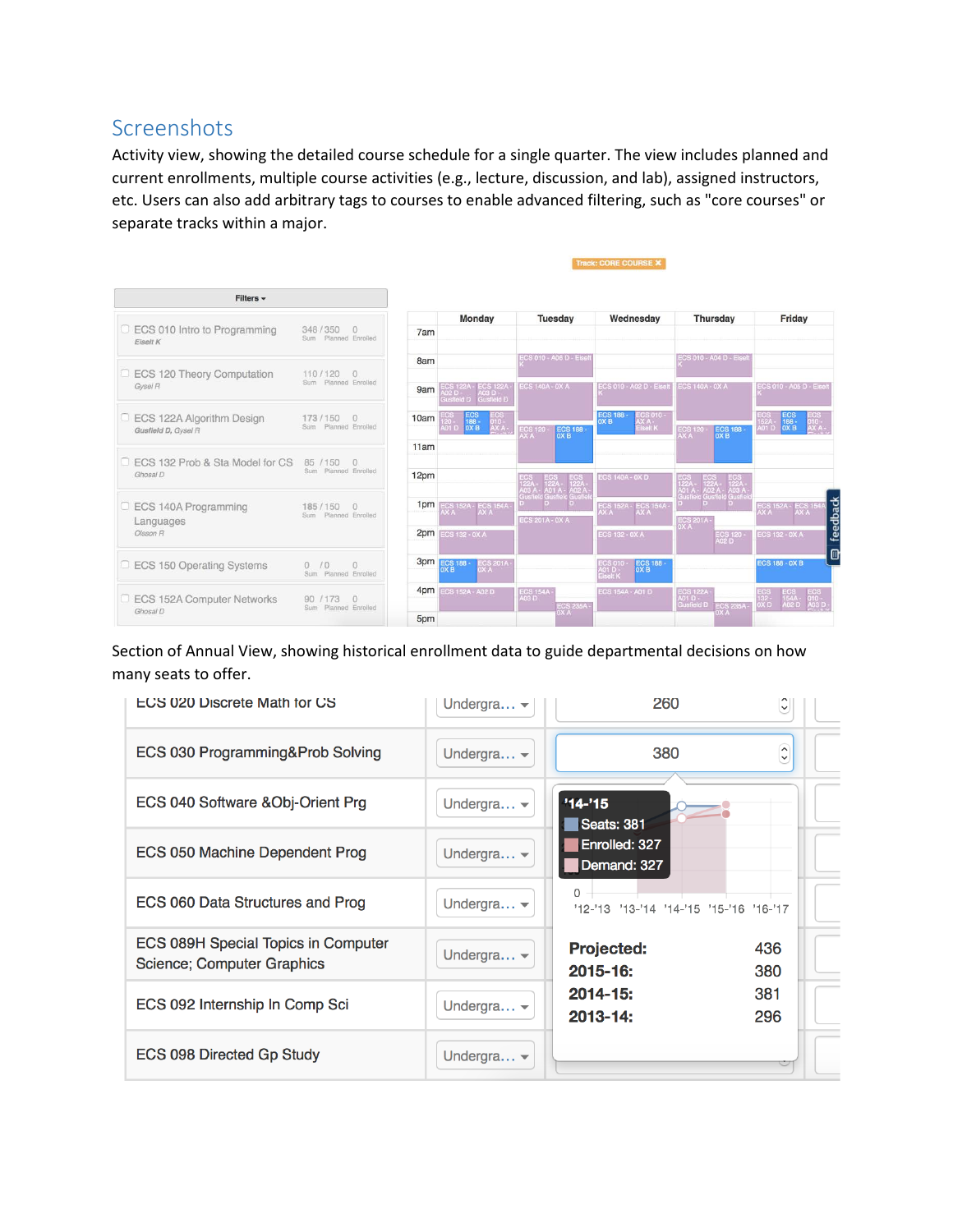## Screenshots

Activity view, showing the detailed course schedule for a single quarter. The view includes planned and current enrollments, multiple course activities (e.g., lecture, discussion, and lab), assigned instructors, etc. Users can also add arbitrary tags to courses to enable advanced filtering, such as "core courses" or separate tracks within a major.

Section of Annual View, showing historical enrollment data to guide departmental decisions on how many seats to offer.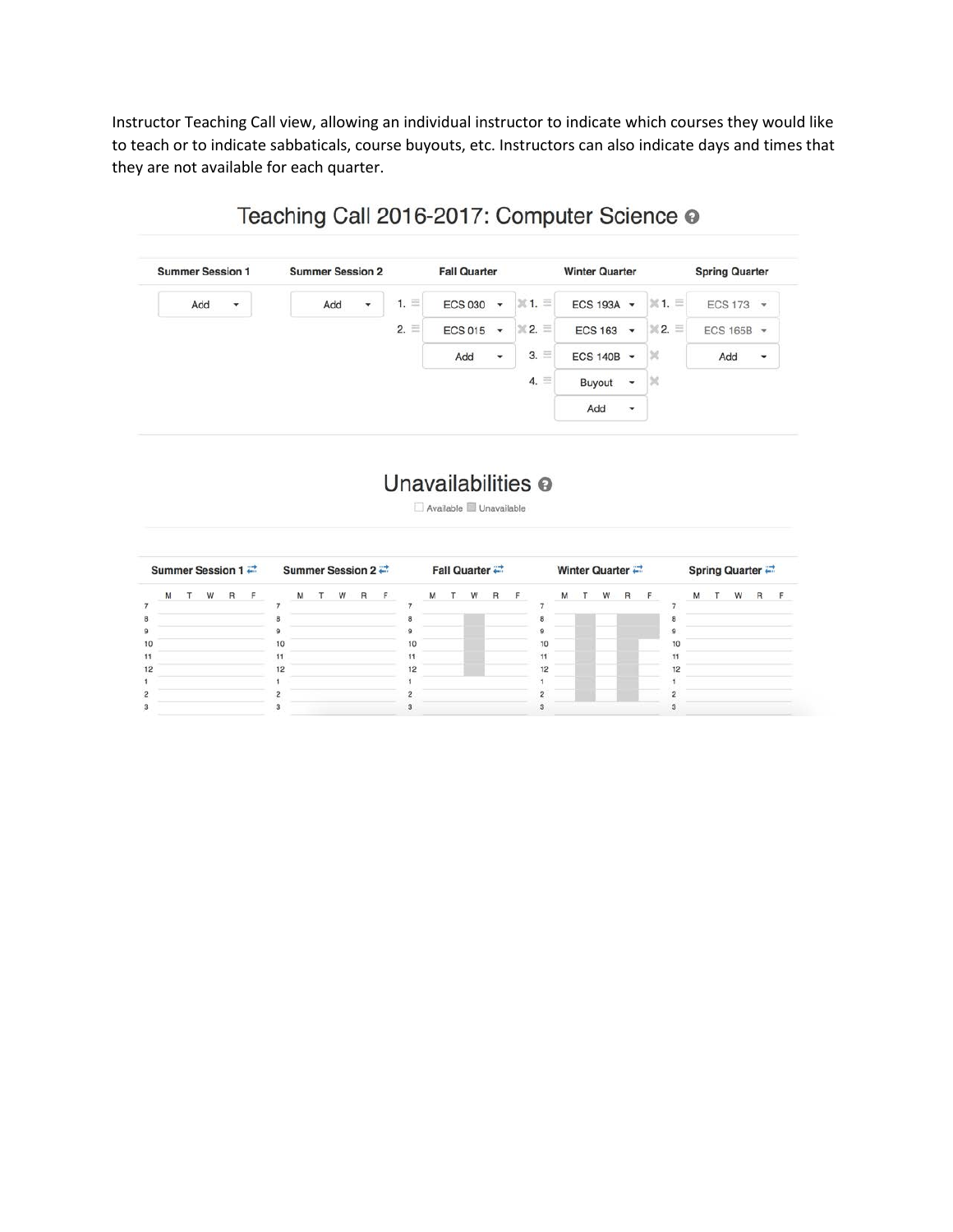Instructor Teaching Call view, allowing an individual instructor to indicate which courses they would like to teach or to indicate sabbaticals, course buyouts, etc. Instructors can also indicate days and times that they are not available for each quarter.

# Teaching Call 2016-2017: Computer Science

| Summer Session 1 | Summer Session 2 | Fall Quarter | Winter Quarter | Spring Quarter |
|---|---|---|---|---|
| Add | Add | 1. ECS 030 | 1. ECS 193A | 1. ECS 173 |
| | | 2. ECS 015 | 2. ECS 163 | 2. ECS 165B |
| | | Add | 3. ECS 140B | Add |
| | | | 4. Buyout | |
| | | | Add | |

## Unavailabilities

Available Unavailable

Summer Session 1

M T W R F

7
8
9
10
11
12
1
2
3

Summer Session 2

M T W R F

7
8
9
10
11
12
1
2
3

Fall Quarter

M T W R F

7
8
9
10
11
12
1
2
3

Winter Quarter

M T W R F

7
8
9
10
11
12
1
2
3

Spring Quarter

M T W R F

7
8
9
10
11
12
1
2
3